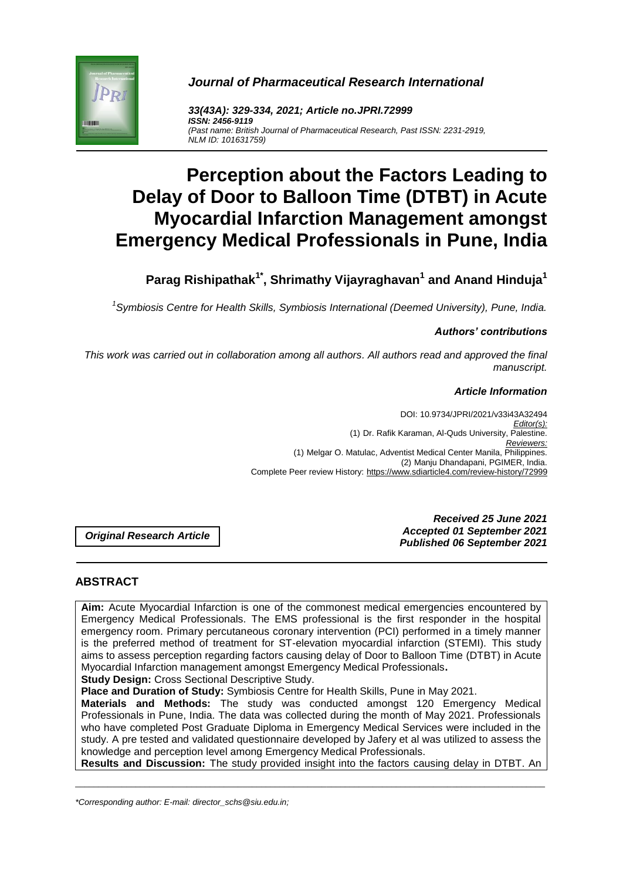*Journal of Pharmaceutical Research International*

***33(43A): 329-334, 2021; Article no.JPRI.72999***
***ISSN: 2456-9119***
*(Past name: British Journal of Pharmaceutical Research, Past ISSN: 2231-2919, NLM ID: 101631759)*

# Perception about the Factors Leading to Delay of Door to Balloon Time (DTBT) in Acute Myocardial Infarction Management amongst Emergency Medical Professionals in Pune, India

**Parag Rishipathak[1*], Shrimathy Vijayraghavan[1] and Anand Hinduja[1]**

*[1]Symbiosis Centre for Health Skills, Symbiosis International (Deemed University), Pune, India.*

***Authors' contributions***

*This work was carried out in collaboration among all authors. All authors read and approved the final manuscript.*

***Article Information***

DOI: 10.9734/JPRI/2021/v33i43A32494
*Editor(s):*
(1) Dr. Rafik Karaman, Al-Quds University, Palestine.
*Reviewers:*
(1) Melgar O. Matulac, Adventist Medical Center Manila, Philippines.
(2) Manju Dhandapani, PGIMER, India.
Complete Peer review History: https://www.sdiarticle4.com/review-history/72999

***Original Research Article***

***Received 25 June 2021***
***Accepted 01 September 2021***
***Published 06 September 2021***

## ABSTRACT

**Aim:** Acute Myocardial Infarction is one of the commonest medical emergencies encountered by Emergency Medical Professionals. The EMS professional is the first responder in the hospital emergency room. Primary percutaneous coronary intervention (PCI) performed in a timely manner is the preferred method of treatment for ST-elevation myocardial infarction (STEMI). This study aims to assess perception regarding factors causing delay of Door to Balloon Time (DTBT) in Acute Myocardial Infarction management amongst Emergency Medical Professionals**.**

**Study Design:** Cross Sectional Descriptive Study.

**Place and Duration of Study:** Symbiosis Centre for Health Skills, Pune in May 2021.

**Materials and Methods:** The study was conducted amongst 120 Emergency Medical Professionals in Pune, India. The data was collected during the month of May 2021. Professionals who have completed Post Graduate Diploma in Emergency Medical Services were included in the study. A pre tested and validated questionnaire developed by Jafery et al was utilized to assess the knowledge and perception level among Emergency Medical Professionals.

**Results and Discussion:** The study provided insight into the factors causing delay in DTBT. An

*\*Corresponding author: E-mail: director_schs@siu.edu.in;*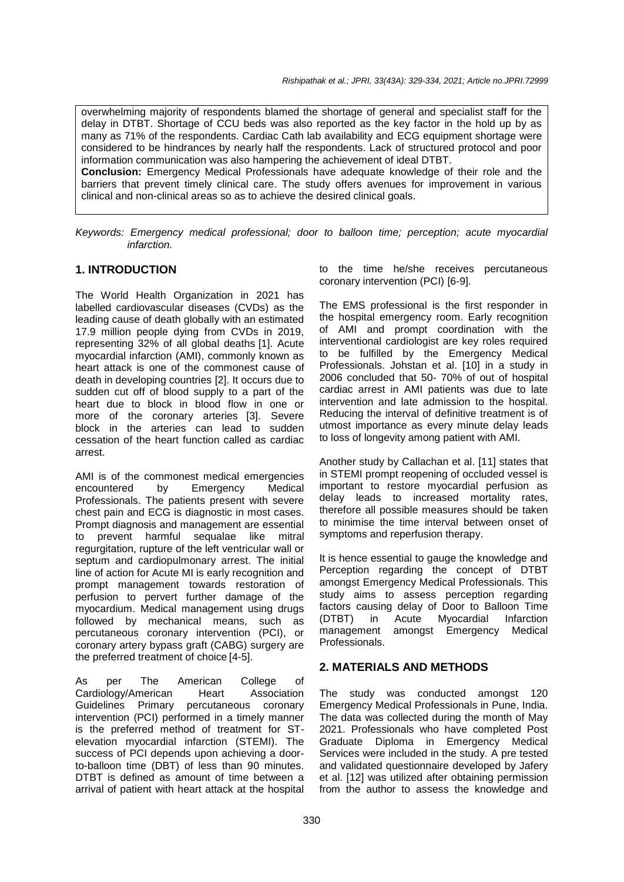overwhelming majority of respondents blamed the shortage of general and specialist staff for the delay in DTBT. Shortage of CCU beds was also reported as the key factor in the hold up by as many as 71% of the respondents. Cardiac Cath lab availability and ECG equipment shortage were considered to be hindrances by nearly half the respondents. Lack of structured protocol and poor information communication was also hampering the achievement of ideal DTBT.

**Conclusion:** Emergency Medical Professionals have adequate knowledge of their role and the barriers that prevent timely clinical care. The study offers avenues for improvement in various clinical and non-clinical areas so as to achieve the desired clinical goals.

*Keywords: Emergency medical professional; door to balloon time; perception; acute myocardial infarction.*

## 1. INTRODUCTION

The World Health Organization in 2021 has labelled cardiovascular diseases (CVDs) as the leading cause of death globally with an estimated 17.9 million people dying from CVDs in 2019, representing 32% of all global deaths [1]. Acute myocardial infarction (AMI), commonly known as heart attack is one of the commonest cause of death in developing countries [2]. It occurs due to sudden cut off of blood supply to a part of the heart due to block in blood flow in one or more of the coronary arteries [3]. Severe block in the arteries can lead to sudden cessation of the heart function called as cardiac arrest.

AMI is of the commonest medical emergencies encountered by Emergency Medical Professionals. The patients present with severe chest pain and ECG is diagnostic in most cases. Prompt diagnosis and management are essential to prevent harmful sequalae like mitral regurgitation, rupture of the left ventricular wall or septum and cardiopulmonary arrest. The initial line of action for Acute MI is early recognition and prompt management towards restoration of perfusion to pervert further damage of the myocardium. Medical management using drugs followed by mechanical means, such as percutaneous coronary intervention (PCI), or coronary artery bypass graft (CABG) surgery are the preferred treatment of choice [4-5].

As per The American College of Cardiology/American Heart Association Guidelines Primary percutaneous coronary intervention (PCI) performed in a timely manner is the preferred method of treatment for ST-elevation myocardial infarction (STEMI). The success of PCI depends upon achieving a door-to-balloon time (DBT) of less than 90 minutes. DTBT is defined as amount of time between a arrival of patient with heart attack at the hospital to the time he/she receives percutaneous coronary intervention (PCI) [6-9].

The EMS professional is the first responder in the hospital emergency room. Early recognition of AMI and prompt coordination with the interventional cardiologist are key roles required to be fulfilled by the Emergency Medical Professionals. Johstan et al. [10] in a study in 2006 concluded that 50- 70% of out of hospital cardiac arrest in AMI patients was due to late intervention and late admission to the hospital. Reducing the interval of definitive treatment is of utmost importance as every minute delay leads to loss of longevity among patient with AMI.

Another study by Callachan et al. [11] states that in STEMI prompt reopening of occluded vessel is important to restore myocardial perfusion as delay leads to increased mortality rates, therefore all possible measures should be taken to minimise the time interval between onset of symptoms and reperfusion therapy.

It is hence essential to gauge the knowledge and Perception regarding the concept of DTBT amongst Emergency Medical Professionals. This study aims to assess perception regarding factors causing delay of Door to Balloon Time (DTBT) in Acute Myocardial Infarction management amongst Emergency Medical Professionals.

## 2. MATERIALS AND METHODS

The study was conducted amongst 120 Emergency Medical Professionals in Pune, India. The data was collected during the month of May 2021. Professionals who have completed Post Graduate Diploma in Emergency Medical Services were included in the study. A pre tested and validated questionnaire developed by Jafery et al. [12] was utilized after obtaining permission from the author to assess the knowledge and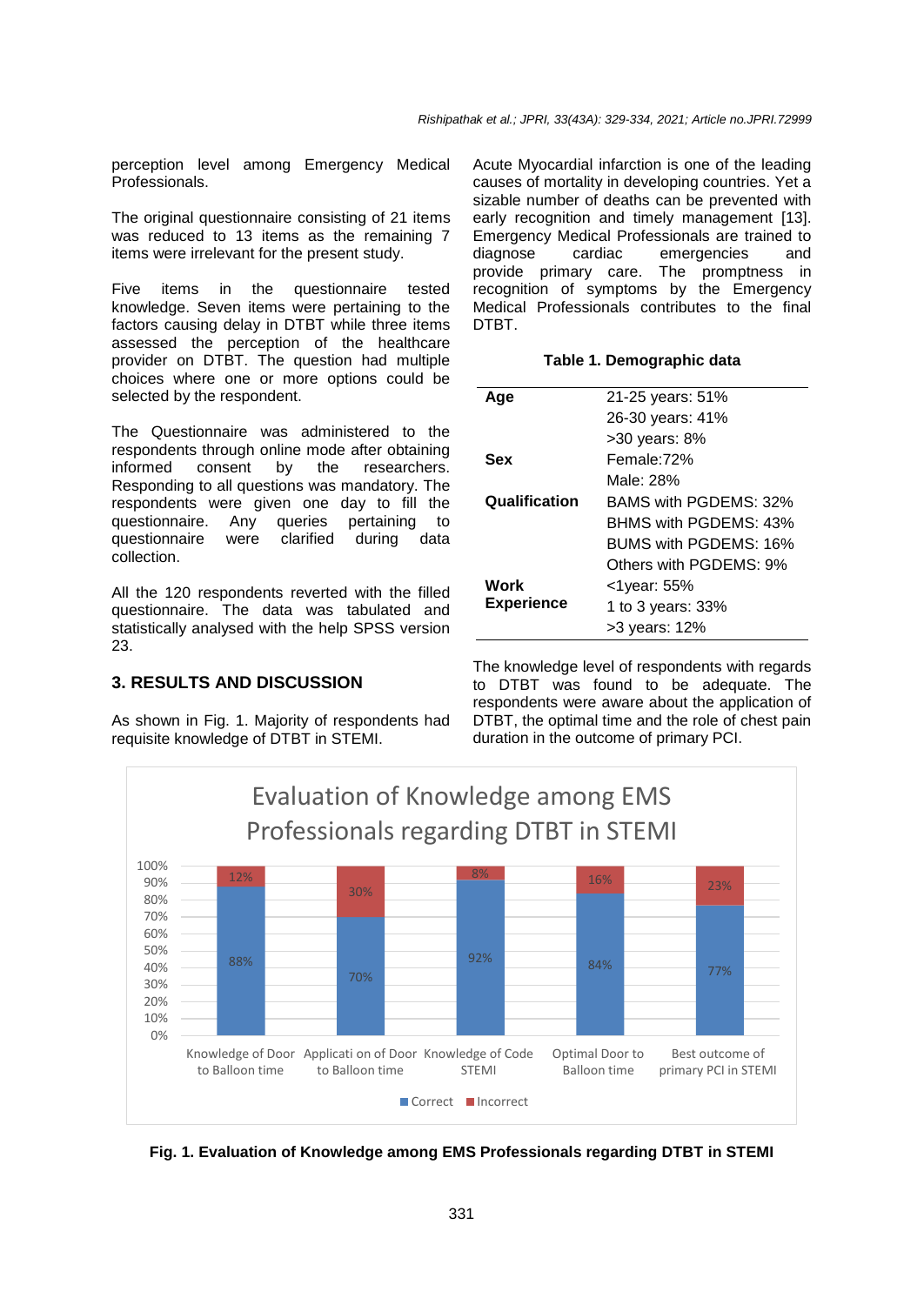perception level among Emergency Medical Professionals.

The original questionnaire consisting of 21 items was reduced to 13 items as the remaining 7 items were irrelevant for the present study.

Five items in the questionnaire tested knowledge. Seven items were pertaining to the factors causing delay in DTBT while three items assessed the perception of the healthcare provider on DTBT. The question had multiple choices where one or more options could be selected by the respondent.

The Questionnaire was administered to the respondents through online mode after obtaining informed consent by the researchers. Responding to all questions was mandatory. The respondents were given one day to fill the questionnaire. Any queries pertaining to questionnaire were clarified during data collection.

All the 120 respondents reverted with the filled questionnaire. The data was tabulated and statistically analysed with the help SPSS version 23.

## 3. RESULTS AND DISCUSSION

As shown in Fig. 1. Majority of respondents had requisite knowledge of DTBT in STEMI.

Acute Myocardial infarction is one of the leading causes of mortality in developing countries. Yet a sizable number of deaths can be prevented with early recognition and timely management [13]. Emergency Medical Professionals are trained to diagnose cardiac emergencies and provide primary care. The promptness in recognition of symptoms by the Emergency Medical Professionals contributes to the final DTBT.

**Table 1. Demographic data**

| | |
|---|---|
| **Age** | 21-25 years: 51% |
| | 26-30 years: 41% |
| | >30 years: 8% |
| **Sex** | Female:72% |
| | Male: 28% |
| **Qualification** | BAMS with PGDEMS: 32% |
| | BHMS with PGDEMS: 43% |
| | BUMS with PGDEMS: 16% |
| | Others with PGDEMS: 9% |
| **Work Experience** | <1year: 55% |
| | 1 to 3 years: 33% |
| | >3 years: 12% |

The knowledge level of respondents with regards to DTBT was found to be adequate. The respondents were aware about the application of DTBT, the optimal time and the role of chest pain duration in the outcome of primary PCI.

Evaluation of Knowledge among EMS Professionals regarding DTBT in STEMI

100%
90%
80%
70%
60%
50%
40%
30%
20%
10%
0%

Knowledge of Door to Balloon time: 88%, 12%
Applicati on of Door to Balloon time: 70%, 30%
Knowledge of Code STEMI: 92%, 8%
Optimal Door to Balloon time: 84%, 16%
Best outcome of primary PCI in STEMI: 77%, 23%

Correct
Incorrect

**Fig. 1. Evaluation of Knowledge among EMS Professionals regarding DTBT in STEMI**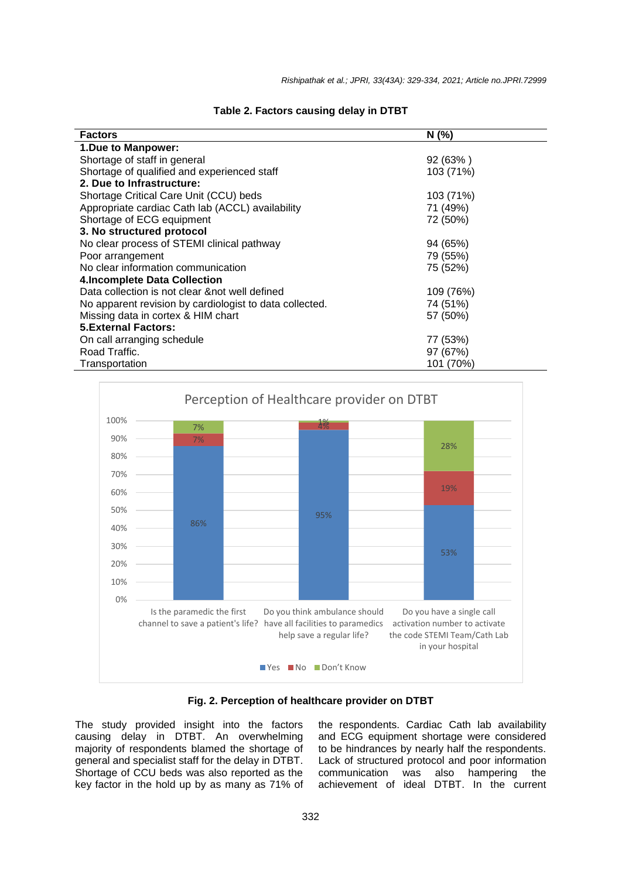**Table 2. Factors causing delay in DTBT**

| Factors | N (%) |
|---|---|
| **1.Due to Manpower:** | |
| Shortage of staff in general | 92 (63% ) |
| Shortage of qualified and experienced staff | 103 (71%) |
| **2. Due to Infrastructure:** | |
| Shortage Critical Care Unit (CCU) beds | 103 (71%) |
| Appropriate cardiac Cath lab (ACCL) availability | 71 (49%) |
| Shortage of ECG equipment | 72 (50%) |
| **3. No structured protocol** | |
| No clear process of STEMI clinical pathway | 94 (65%) |
| Poor arrangement | 79 (55%) |
| No clear information communication | 75 (52%) |
| **4.Incomplete Data Collection** | |
| Data collection is not clear &not well defined | 109 (76%) |
| No apparent revision by cardiologist to data collected. | 74 (51%) |
| Missing data in cortex & HIM chart | 57 (50%) |
| **5.External Factors:** | |
| On call arranging schedule | 77 (53%) |
| Road Traffic. | 97 (67%) |
| Transportation | 101 (70%) |

Perception of Healthcare provider on DTBT

100%
90%
80%
70%
60%
50%
40%
30%
20%
10%
0%

86%
7%
7%
95%
4%
1%
53%
19%
28%

Is the paramedic the first channel to save a patient's life?

Do you think ambulance should have all facilities to paramedics help save a regular life?

Do you have a single call activation number to activate the code STEMI Team/Cath Lab in your hospital

Yes
No
Don't Know

**Fig. 2. Perception of healthcare provider on DTBT**

The study provided insight into the factors causing delay in DTBT. An overwhelming majority of respondents blamed the shortage of general and specialist staff for the delay in DTBT. Shortage of CCU beds was also reported as the key factor in the hold up by as many as 71% of the respondents. Cardiac Cath lab availability and ECG equipment shortage were considered to be hindrances by nearly half the respondents. Lack of structured protocol and poor information communication was also hampering the achievement of ideal DTBT. In the current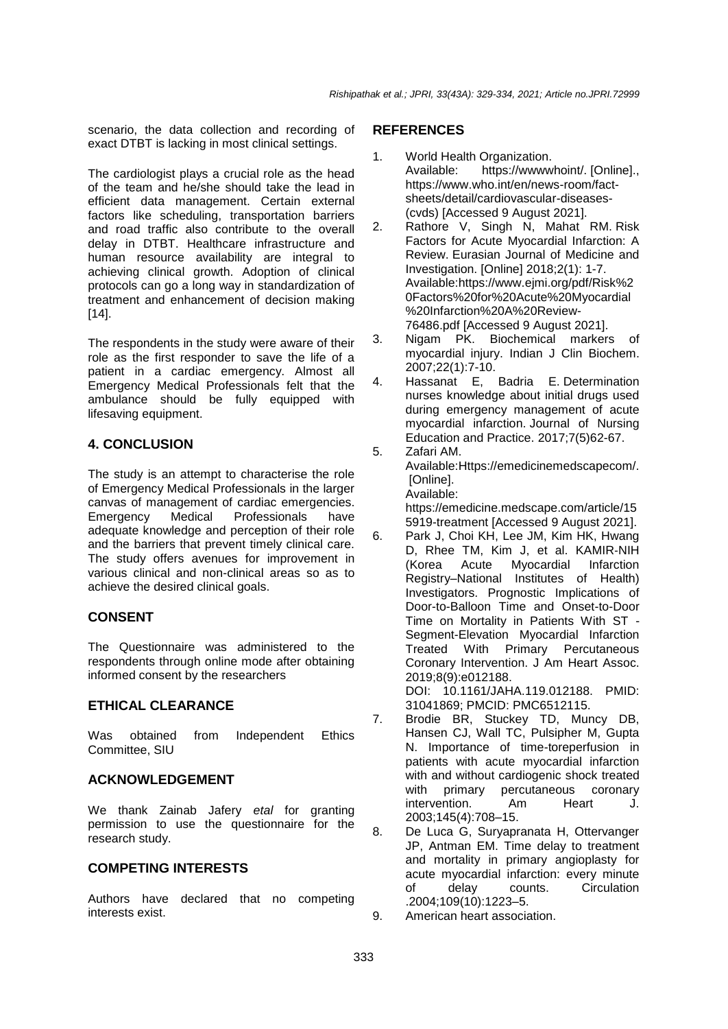scenario, the data collection and recording of exact DTBT is lacking in most clinical settings.

The cardiologist plays a crucial role as the head of the team and he/she should take the lead in efficient data management. Certain external factors like scheduling, transportation barriers and road traffic also contribute to the overall delay in DTBT. Healthcare infrastructure and human resource availability are integral to achieving clinical growth. Adoption of clinical protocols can go a long way in standardization of treatment and enhancement of decision making [14].

The respondents in the study were aware of their role as the first responder to save the life of a patient in a cardiac emergency. Almost all Emergency Medical Professionals felt that the ambulance should be fully equipped with lifesaving equipment.

## 4. CONCLUSION

The study is an attempt to characterise the role of Emergency Medical Professionals in the larger canvas of management of cardiac emergencies. Emergency Medical Professionals have adequate knowledge and perception of their role and the barriers that prevent timely clinical care. The study offers avenues for improvement in various clinical and non-clinical areas so as to achieve the desired clinical goals.

## CONSENT

The Questionnaire was administered to the respondents through online mode after obtaining informed consent by the researchers

## ETHICAL CLEARANCE

Was obtained from Independent Ethics Committee, SIU

## ACKNOWLEDGEMENT

We thank Zainab Jafery *etal* for granting permission to use the questionnaire for the research study.

## COMPETING INTERESTS

Authors have declared that no competing interests exist.

## REFERENCES

1. World Health Organization. Available: https://wwwwhoint/. [Online]., https://www.who.int/en/news-room/fact-sheets/detail/cardiovascular-diseases-(cvds) [Accessed 9 August 2021].
2. Rathore V, Singh N, Mahat RM. Risk Factors for Acute Myocardial Infarction: A Review. Eurasian Journal of Medicine and Investigation. [Online] 2018;2(1): 1-7. Available:https://www.ejmi.org/pdf/Risk%20Factors%20for%20Acute%20Myocardial%20Infarction%20A%20Review-76486.pdf [Accessed 9 August 2021].
3. Nigam PK. Biochemical markers of myocardial injury. Indian J Clin Biochem. 2007;22(1):7-10.
4. Hassanat E, Badria E. Determination nurses knowledge about initial drugs used during emergency management of acute myocardial infarction. Journal of Nursing Education and Practice. 2017;7(5)62-67.
5. Zafari AM. Available:Https://emedicinemedscapecom/. [Online]. Available: https://emedicine.medscape.com/article/155919-treatment [Accessed 9 August 2021].
6. Park J, Choi KH, Lee JM, Kim HK, Hwang D, Rhee TM, Kim J, et al. KAMIR-NIH (Korea Acute Myocardial Infarction Registry–National Institutes of Health) Investigators. Prognostic Implications of Door-to-Balloon Time and Onset-to-Door Time on Mortality in Patients With ST - Segment-Elevation Myocardial Infarction Treated With Primary Percutaneous Coronary Intervention. J Am Heart Assoc. 2019;8(9):e012188. DOI: 10.1161/JAHA.119.012188. PMID: 31041869; PMCID: PMC6512115.
7. Brodie BR, Stuckey TD, Muncy DB, Hansen CJ, Wall TC, Pulsipher M, Gupta N. Importance of time-toreperfusion in patients with acute myocardial infarction with and without cardiogenic shock treated with primary percutaneous coronary intervention. Am Heart J. 2003;145(4):708–15.
8. De Luca G, Suryapranata H, Ottervanger JP, Antman EM. Time delay to treatment and mortality in primary angioplasty for acute myocardial infarction: every minute of delay counts. Circulation .2004;109(10):1223–5.
9. American heart association.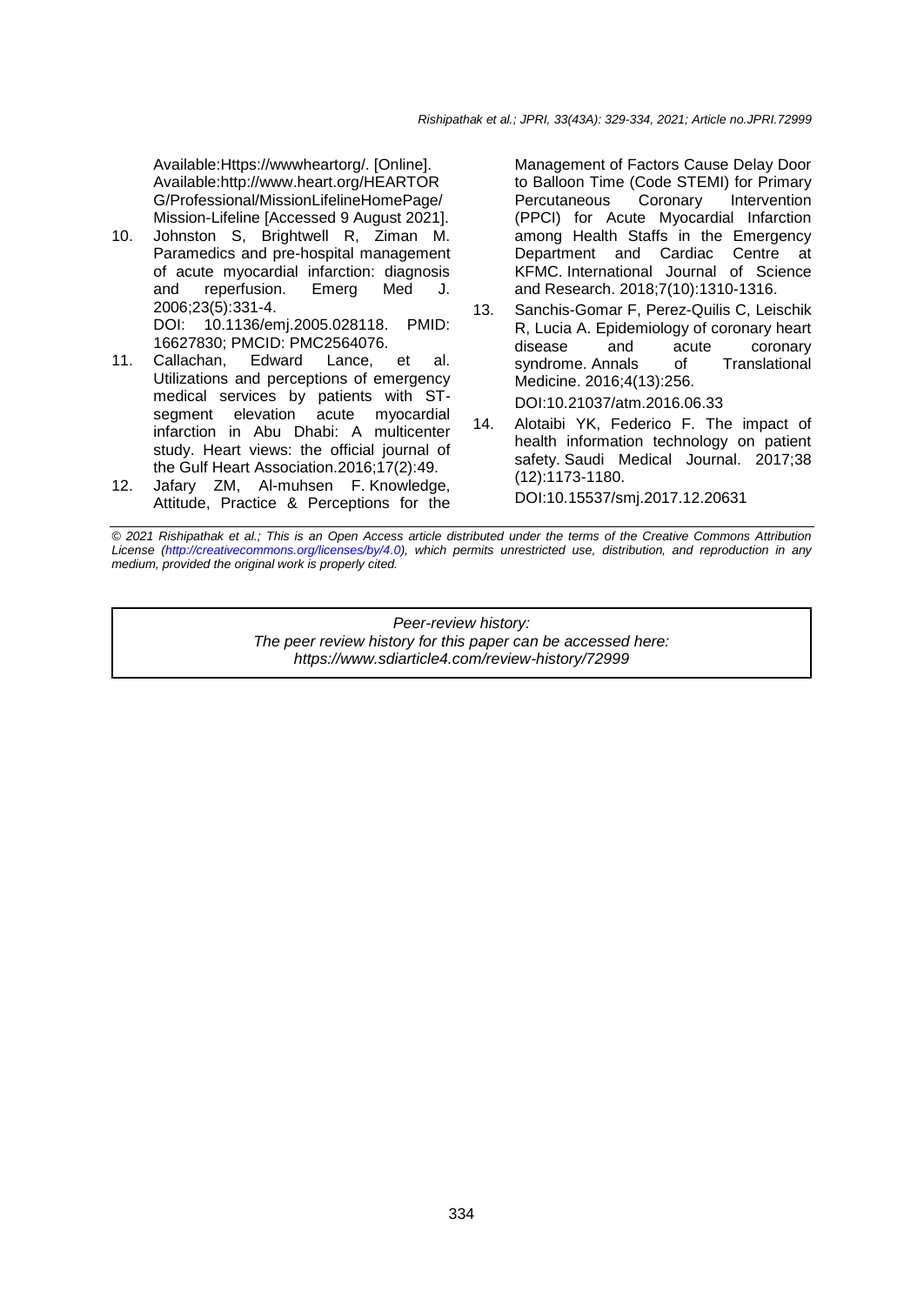Available:Https://wwwheartorg/. [Online]. Available:http://www.heart.org/HEARTORG/Professional/MissionLifelineHomePage/Mission-Lifeline [Accessed 9 August 2021].

10. Johnston S, Brightwell R, Ziman M. Paramedics and pre-hospital management of acute myocardial infarction: diagnosis and reperfusion. Emerg Med J. 2006;23(5):331-4.  
DOI: 10.1136/emj.2005.028118. PMID: 16627830; PMCID: PMC2564076.
11. Callachan, Edward Lance, et al. Utilizations and perceptions of emergency medical services by patients with ST-segment elevation acute myocardial infarction in Abu Dhabi: A multicenter study. Heart views: the official journal of the Gulf Heart Association.2016;17(2):49.
12. Jafary ZM, Al-muhsen F. Knowledge, Attitude, Practice & Perceptions for the Management of Factors Cause Delay Door to Balloon Time (Code STEMI) for Primary Percutaneous Coronary Intervention (PPCI) for Acute Myocardial Infarction among Health Staffs in the Emergency Department and Cardiac Centre at KFMC. International Journal of Science and Research. 2018;7(10):1310-1316.
13. Sanchis-Gomar F, Perez-Quilis C, Leischik R, Lucia A. Epidemiology of coronary heart disease and acute coronary syndrome. Annals of Translational Medicine. 2016;4(13):256.  
DOI:10.21037/atm.2016.06.33
14. Alotaibi YK, Federico F. The impact of health information technology on patient safety. Saudi Medical Journal. 2017;38 (12):1173-1180.  
DOI:10.15537/smj.2017.12.20631

---

*© 2021 Rishipathak et al.; This is an Open Access article distributed under the terms of the Creative Commons Attribution License (http://creativecommons.org/licenses/by/4.0), which permits unrestricted use, distribution, and reproduction in any medium, provided the original work is properly cited.*

*Peer-review history:*  
*The peer review history for this paper can be accessed here:*  
*https://www.sdiarticle4.com/review-history/72999*